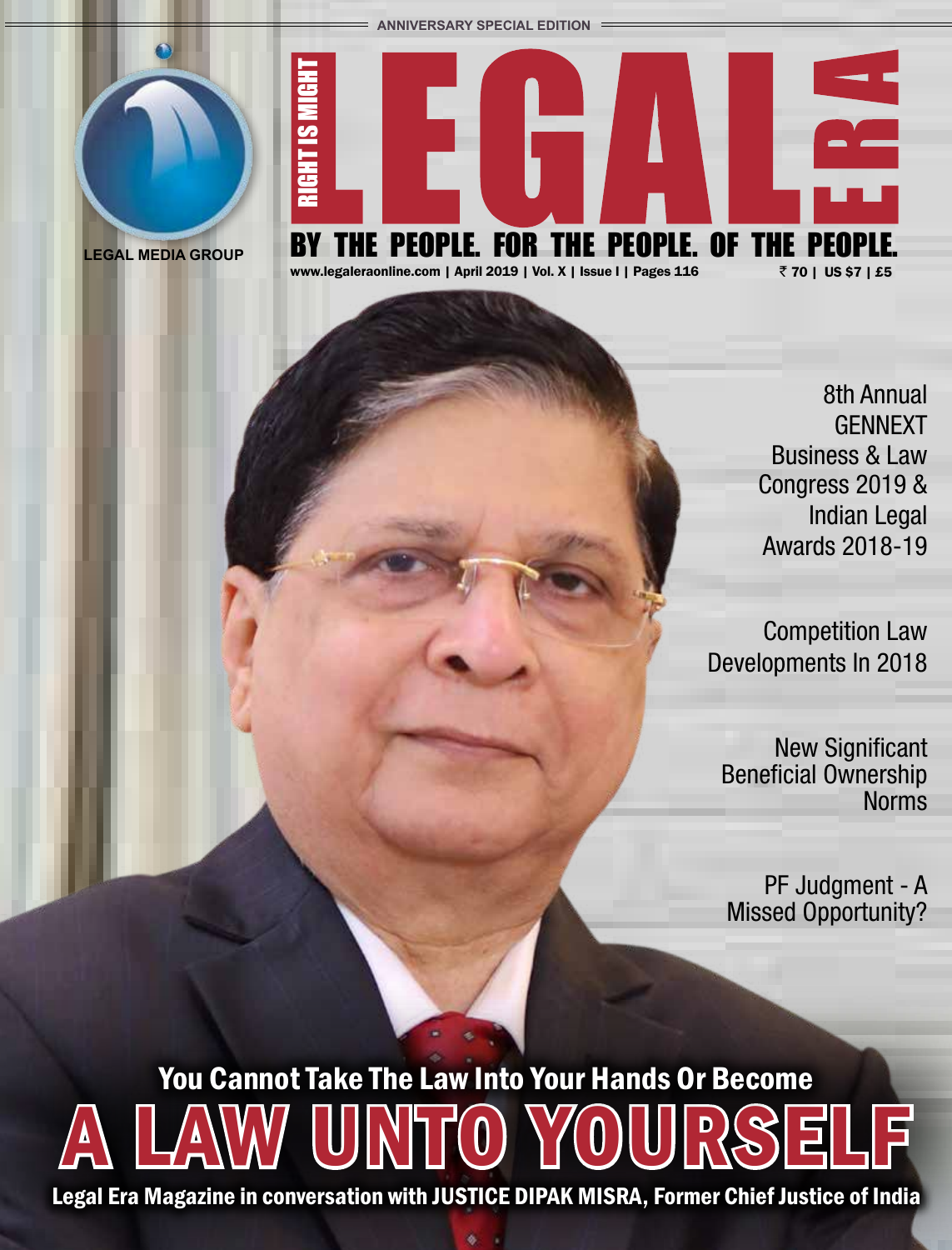ANNIVERSARY SPECIAL EDITION

LEGAL MEDIA GROUP

RIGHT IS MIGHT

# LEGAL ERA

## BY THE PEOPLE. FOR THE PEOPLE. OF THE PEOPLE.

www.legaleraonline.com | April 2019 | Vol. X | Issue I | Pages 116 ₹ 70 | US $7 | £5

8th Annual GENNEXT Business & Law Congress 2019 & Indian Legal Awards 2018-19

Competition Law Developments In 2018

New Significant Beneficial Ownership Norms

PF Judgment - A Missed Opportunity?

## You Cannot Take The Law Into Your Hands Or Become

# A LAW UNTO YOURSELF

**Legal Era Magazine in conversation with JUSTICE DIPAK MISRA, Former Chief Justice of India**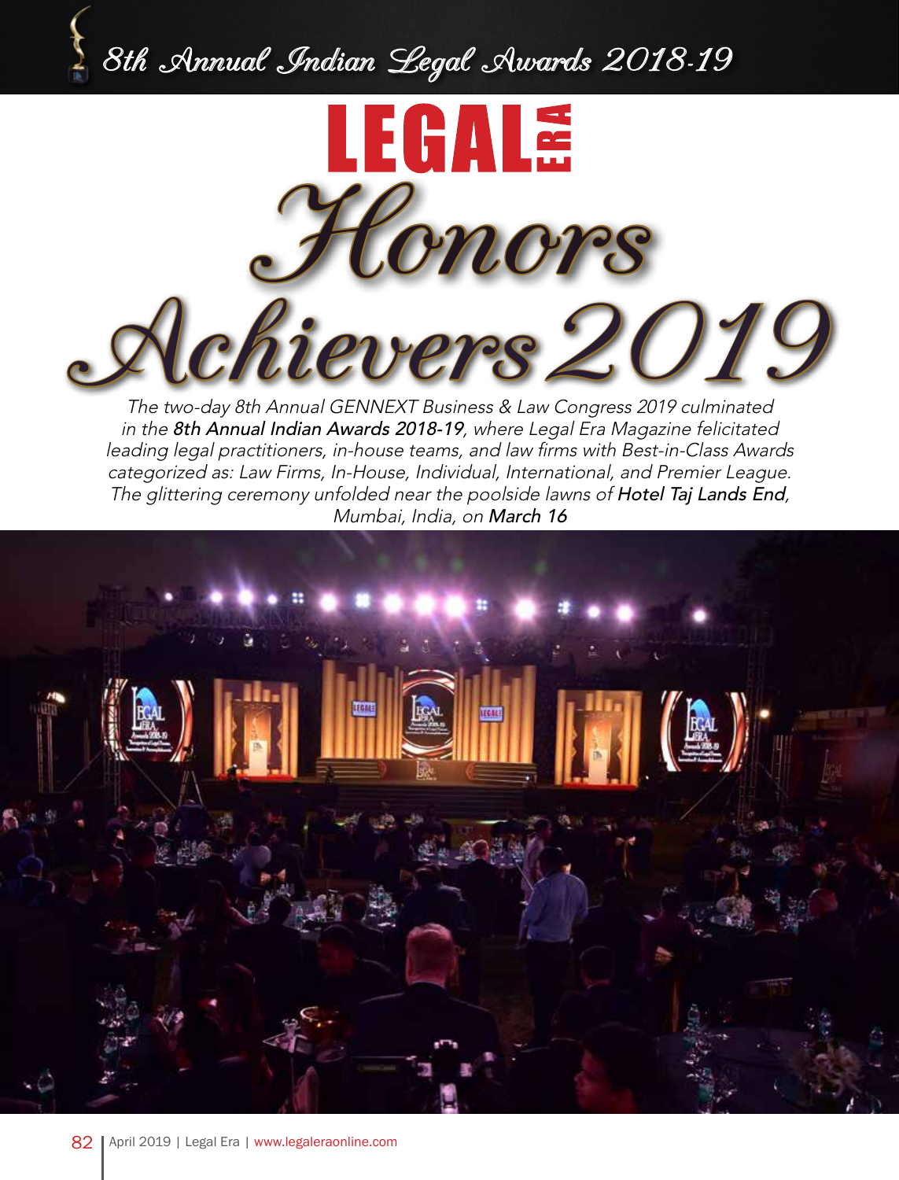# 8th Annual Indian Legal Awards 2018-19

# LEGAL ERA Honors Achievers 2019

*The two-day 8th Annual GENNEXT Business & Law Congress 2019 culminated in the **8th Annual Indian Awards 2018-19**, where Legal Era Magazine felicitated leading legal practitioners, in-house teams, and law firms with Best-in-Class Awards categorized as: Law Firms, In-House, Individual, International, and Premier League. The glittering ceremony unfolded near the poolside lawns of **Hotel Taj Lands End**, Mumbai, India, on **March 16***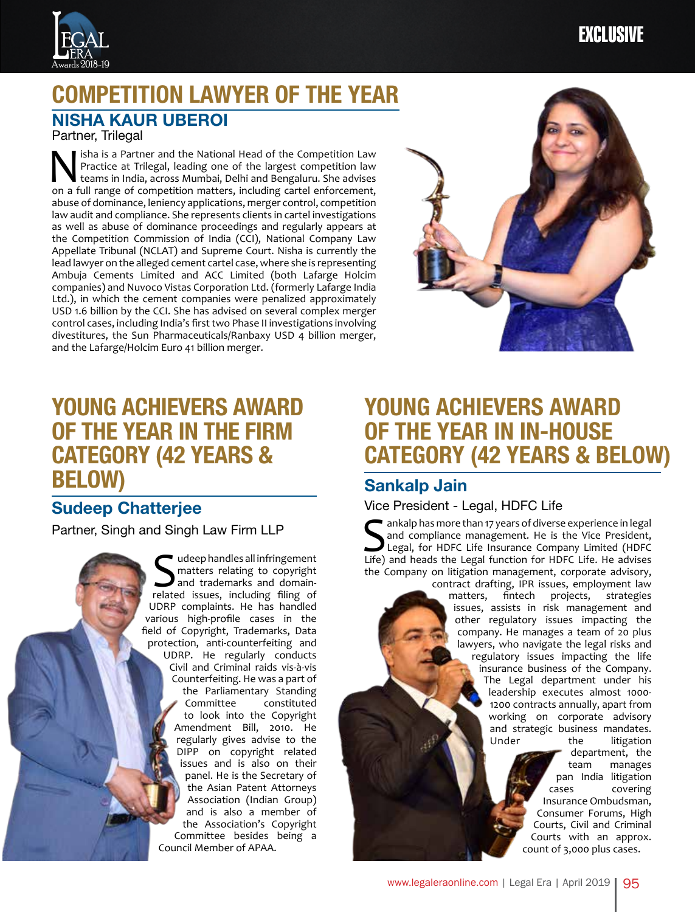# COMPETITION LAWYER OF THE YEAR

## NISHA KAUR UBEROI

Partner, Trilegal

Nisha is a Partner and the National Head of the Competition Law Practice at Trilegal, leading one of the largest competition law teams in India, across Mumbai, Delhi and Bengaluru. She advises on a full range of competition matters, including cartel enforcement, abuse of dominance, leniency applications, merger control, competition law audit and compliance. She represents clients in cartel investigations as well as abuse of dominance proceedings and regularly appears at the Competition Commission of India (CCI), National Company Law Appellate Tribunal (NCLAT) and Supreme Court. Nisha is currently the lead lawyer on the alleged cement cartel case, where she is representing Ambuja Cements Limited and ACC Limited (both Lafarge Holcim companies) and Nuvoco Vistas Corporation Ltd. (formerly Lafarge India Ltd.), in which the cement companies were penalized approximately USD 1.6 billion by the CCI. She has advised on several complex merger control cases, including India's first two Phase II investigations involving divestitures, the Sun Pharmaceuticals/Ranbaxy USD 4 billion merger, and the Lafarge/Holcim Euro 41 billion merger.

# YOUNG ACHIEVERS AWARD OF THE YEAR IN THE FIRM CATEGORY (42 YEARS & BELOW)

## Sudeep Chatterjee

Partner, Singh and Singh Law Firm LLP

Sudeep handles all infringement matters relating to copyright and trademarks and domain-related issues, including filing of UDRP complaints. He has handled various high-profile cases in the field of Copyright, Trademarks, Data protection, anti-counterfeiting and UDRP. He regularly conducts Civil and Criminal raids vis-à-vis Counterfeiting. He was a part of the Parliamentary Standing Committee constituted to look into the Copyright Amendment Bill, 2010. He regularly gives advise to the DIPP on copyright related issues and is also on their panel. He is the Secretary of the Asian Patent Attorneys Association (Indian Group) and is also a member of the Association's Copyright Committee besides being a Council Member of APAA.

# YOUNG ACHIEVERS AWARD OF THE YEAR IN IN-HOUSE CATEGORY (42 YEARS & BELOW)

## Sankalp Jain

Vice President - Legal, HDFC Life

Sankalp has more than 17 years of diverse experience in legal and compliance management. He is the Vice President, Legal, for HDFC Life Insurance Company Limited (HDFC Life) and heads the Legal function for HDFC Life. He advises the Company on litigation management, corporate advisory, contract drafting, IPR issues, employment law matters, fintech projects, strategies issues, assists in risk management and other regulatory issues impacting the company. He manages a team of 20 plus lawyers, who navigate the legal risks and regulatory issues impacting the life insurance business of the Company. The Legal department under his leadership executes almost 1000-1200 contracts annually, apart from working on corporate advisory and strategic business mandates. Under the litigation department, the team manages pan India litigation cases covering Insurance Ombudsman, Consumer Forums, High Courts, Civil and Criminal Courts with an approx. count of 3,000 plus cases.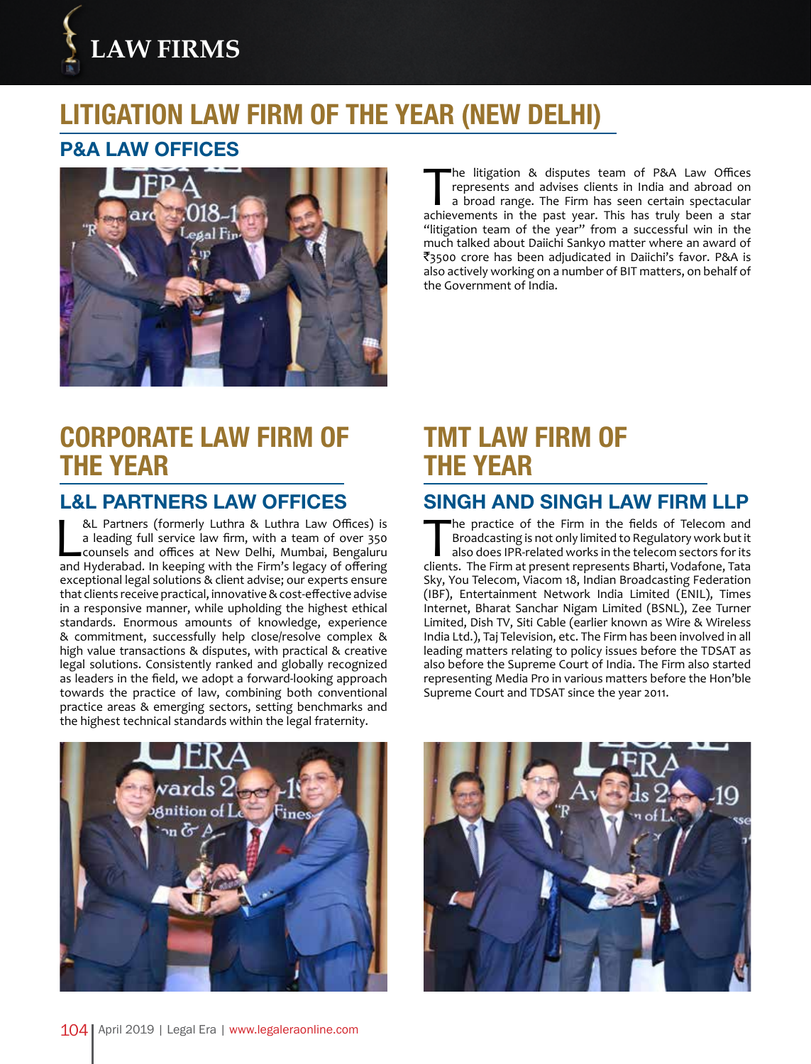# LITIGATION LAW FIRM OF THE YEAR (NEW DELHI)

## P&A LAW OFFICES

The litigation & disputes team of P&A Law Offices represents and advises clients in India and abroad on a broad range. The Firm has seen certain spectacular achievements in the past year. This has truly been a star "litigation team of the year" from a successful win in the much talked about Daiichi Sankyo matter where an award of ₹3500 crore has been adjudicated in Daiichi's favor. P&A is also actively working on a number of BIT matters, on behalf of the Government of India.

# CORPORATE LAW FIRM OF THE YEAR

## L&L PARTNERS LAW OFFICES

L&L Partners (formerly Luthra & Luthra Law Offices) is a leading full service law firm, with a team of over 350 counsels and offices at New Delhi, Mumbai, Bengaluru and Hyderabad. In keeping with the Firm's legacy of offering exceptional legal solutions & client advise; our experts ensure that clients receive practical, innovative & cost-effective advise in a responsive manner, while upholding the highest ethical standards. Enormous amounts of knowledge, experience & commitment, successfully help close/resolve complex & high value transactions & disputes, with practical & creative legal solutions. Consistently ranked and globally recognized as leaders in the field, we adopt a forward-looking approach towards the practice of law, combining both conventional practice areas & emerging sectors, setting benchmarks and the highest technical standards within the legal fraternity.

# TMT LAW FIRM OF THE YEAR

## SINGH AND SINGH LAW FIRM LLP

The practice of the Firm in the fields of Telecom and Broadcasting is not only limited to Regulatory work but it also does IPR-related works in the telecom sectors for its clients. The Firm at present represents Bharti, Vodafone, Tata Sky, You Telecom, Viacom 18, Indian Broadcasting Federation (IBF), Entertainment Network India Limited (ENIL), Times Internet, Bharat Sanchar Nigam Limited (BSNL), Zee Turner Limited, Dish TV, Siti Cable (earlier known as Wire & Wireless India Ltd.), Taj Television, etc. The Firm has been involved in all leading matters relating to policy issues before the TDSAT as also before the Supreme Court of India. The Firm also started representing Media Pro in various matters before the Hon'ble Supreme Court and TDSAT since the year 2011.